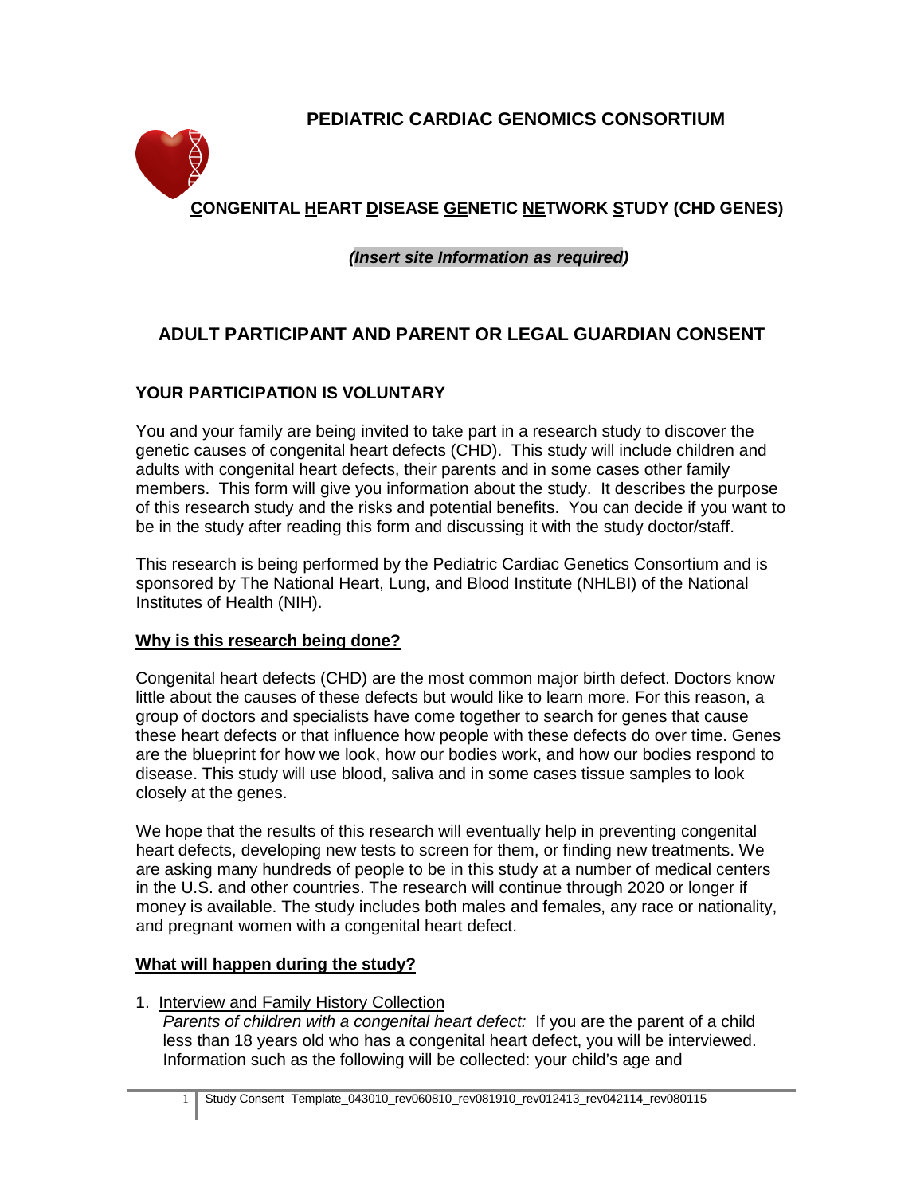# PEDIATRIC CARDIAC GENOMICS CONSORTIUM

## CONGENITAL HEART DISEASE GENETIC NETWORK STUDY (CHD GENES)

***(Insert site Information as required)***

## ADULT PARTICIPANT AND PARENT OR LEGAL GUARDIAN CONSENT

### YOUR PARTICIPATION IS VOLUNTARY

You and your family are being invited to take part in a research study to discover the genetic causes of congenital heart defects (CHD). This study will include children and adults with congenital heart defects, their parents and in some cases other family members. This form will give you information about the study. It describes the purpose of this research study and the risks and potential benefits. You can decide if you want to be in the study after reading this form and discussing it with the study doctor/staff.

This research is being performed by the Pediatric Cardiac Genetics Consortium and is sponsored by The National Heart, Lung, and Blood Institute (NHLBI) of the National Institutes of Health (NIH).

### Why is this research being done?

Congenital heart defects (CHD) are the most common major birth defect. Doctors know little about the causes of these defects but would like to learn more. For this reason, a group of doctors and specialists have come together to search for genes that cause these heart defects or that influence how people with these defects do over time. Genes are the blueprint for how we look, how our bodies work, and how our bodies respond to disease. This study will use blood, saliva and in some cases tissue samples to look closely at the genes.

We hope that the results of this research will eventually help in preventing congenital heart defects, developing new tests to screen for them, or finding new treatments. We are asking many hundreds of people to be in this study at a number of medical centers in the U.S. and other countries. The research will continue through 2020 or longer if money is available. The study includes both males and females, any race or nationality, and pregnant women with a congenital heart defect.

### What will happen during the study?

1. Interview and Family History Collection
   *Parents of children with a congenital heart defect:* If you are the parent of a child less than 18 years old who has a congenital heart defect, you will be interviewed. Information such as the following will be collected: your child's age and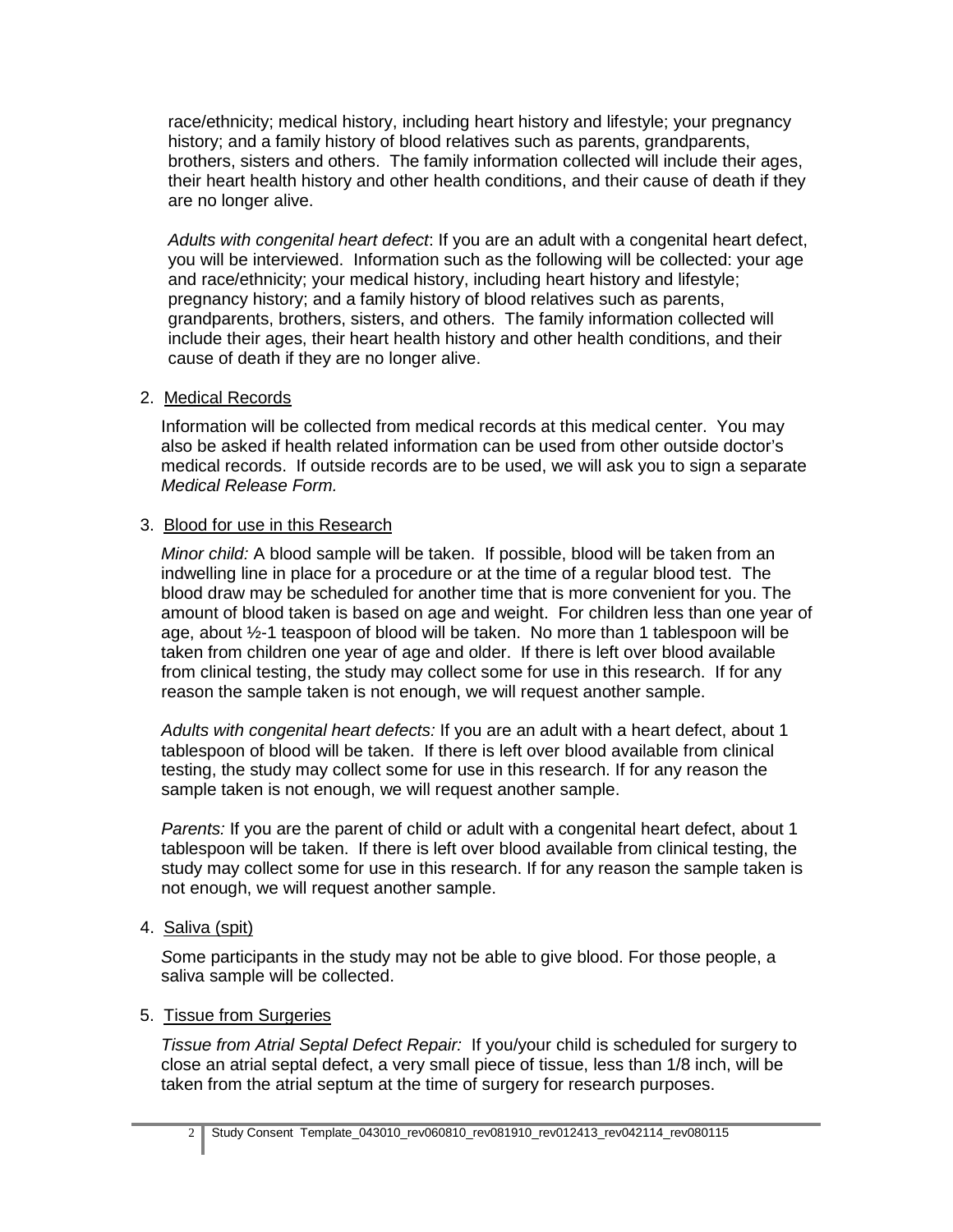race/ethnicity; medical history, including heart history and lifestyle; your pregnancy history; and a family history of blood relatives such as parents, grandparents, brothers, sisters and others. The family information collected will include their ages, their heart health history and other health conditions, and their cause of death if they are no longer alive.

*Adults with congenital heart defect*: If you are an adult with a congenital heart defect, you will be interviewed. Information such as the following will be collected: your age and race/ethnicity; your medical history, including heart history and lifestyle; pregnancy history; and a family history of blood relatives such as parents, grandparents, brothers, sisters, and others. The family information collected will include their ages, their heart health history and other health conditions, and their cause of death if they are no longer alive.

2. Medical Records

   Information will be collected from medical records at this medical center. You may also be asked if health related information can be used from other outside doctor's medical records. If outside records are to be used, we will ask you to sign a separate *Medical Release Form.*

3. Blood for use in this Research

   *Minor child:* A blood sample will be taken. If possible, blood will be taken from an indwelling line in place for a procedure or at the time of a regular blood test. The blood draw may be scheduled for another time that is more convenient for you. The amount of blood taken is based on age and weight. For children less than one year of age, about ½-1 teaspoon of blood will be taken. No more than 1 tablespoon will be taken from children one year of age and older. If there is left over blood available from clinical testing, the study may collect some for use in this research. If for any reason the sample taken is not enough, we will request another sample.

   *Adults with congenital heart defects:* If you are an adult with a heart defect, about 1 tablespoon of blood will be taken. If there is left over blood available from clinical testing, the study may collect some for use in this research. If for any reason the sample taken is not enough, we will request another sample.

   *Parents:* If you are the parent of child or adult with a congenital heart defect, about 1 tablespoon will be taken. If there is left over blood available from clinical testing, the study may collect some for use in this research. If for any reason the sample taken is not enough, we will request another sample.

4. Saliva (spit)

   *S*ome participants in the study may not be able to give blood. For those people, a saliva sample will be collected.

5. Tissue from Surgeries

   *Tissue from Atrial Septal Defect Repair:* If you/your child is scheduled for surgery to close an atrial septal defect, a very small piece of tissue, less than 1/8 inch, will be taken from the atrial septum at the time of surgery for research purposes.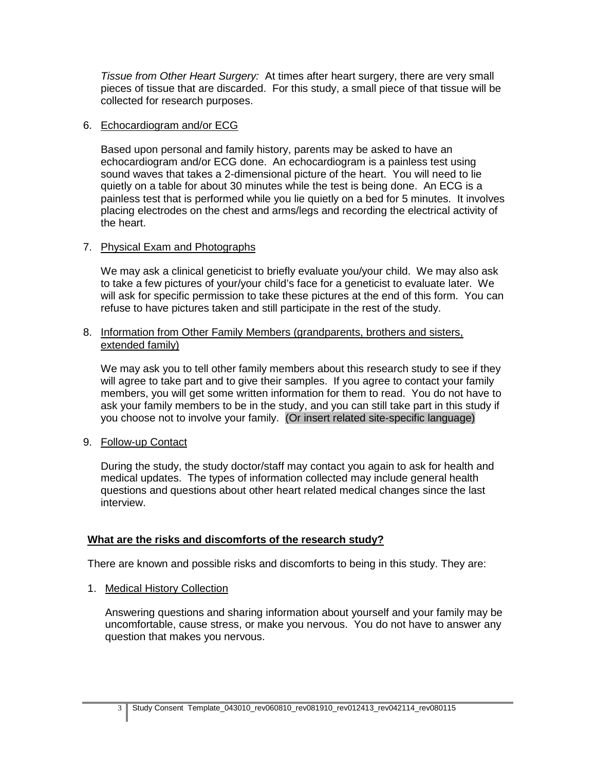*Tissue from Other Heart Surgery:* At times after heart surgery, there are very small pieces of tissue that are discarded. For this study, a small piece of that tissue will be collected for research purposes.

6. Echocardiogram and/or ECG

   Based upon personal and family history, parents may be asked to have an echocardiogram and/or ECG done. An echocardiogram is a painless test using sound waves that takes a 2-dimensional picture of the heart. You will need to lie quietly on a table for about 30 minutes while the test is being done. An ECG is a painless test that is performed while you lie quietly on a bed for 5 minutes. It involves placing electrodes on the chest and arms/legs and recording the electrical activity of the heart.

7. Physical Exam and Photographs

   We may ask a clinical geneticist to briefly evaluate you/your child. We may also ask to take a few pictures of your/your child's face for a geneticist to evaluate later. We will ask for specific permission to take these pictures at the end of this form. You can refuse to have pictures taken and still participate in the rest of the study.

8. Information from Other Family Members (grandparents, brothers and sisters, extended family)

   We may ask you to tell other family members about this research study to see if they will agree to take part and to give their samples. If you agree to contact your family members, you will get some written information for them to read. You do not have to ask your family members to be in the study, and you can still take part in this study if you choose not to involve your family. (Or insert related site-specific language)

9. Follow-up Contact

   During the study, the study doctor/staff may contact you again to ask for health and medical updates. The types of information collected may include general health questions and questions about other heart related medical changes since the last interview.

**What are the risks and discomforts of the research study?**

There are known and possible risks and discomforts to being in this study. They are:

1. Medical History Collection

   Answering questions and sharing information about yourself and your family may be uncomfortable, cause stress, or make you nervous. You do not have to answer any question that makes you nervous.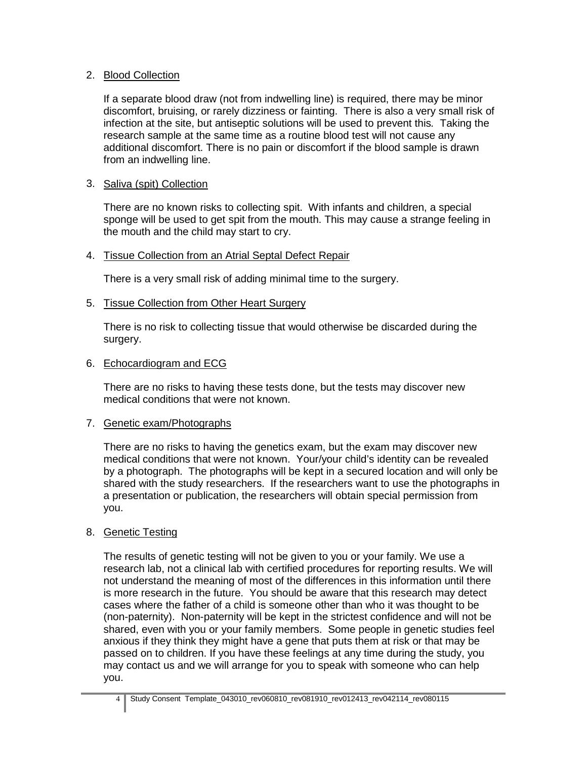2. Blood Collection

   If a separate blood draw (not from indwelling line) is required, there may be minor discomfort, bruising, or rarely dizziness or fainting. There is also a very small risk of infection at the site, but antiseptic solutions will be used to prevent this. Taking the research sample at the same time as a routine blood test will not cause any additional discomfort. There is no pain or discomfort if the blood sample is drawn from an indwelling line.

3. Saliva (spit) Collection

   There are no known risks to collecting spit. With infants and children, a special sponge will be used to get spit from the mouth. This may cause a strange feeling in the mouth and the child may start to cry.

4. Tissue Collection from an Atrial Septal Defect Repair

   There is a very small risk of adding minimal time to the surgery.

5. Tissue Collection from Other Heart Surgery

   There is no risk to collecting tissue that would otherwise be discarded during the surgery.

6. Echocardiogram and ECG

   There are no risks to having these tests done, but the tests may discover new medical conditions that were not known.

7. Genetic exam/Photographs

   There are no risks to having the genetics exam, but the exam may discover new medical conditions that were not known. Your/your child's identity can be revealed by a photograph. The photographs will be kept in a secured location and will only be shared with the study researchers. If the researchers want to use the photographs in a presentation or publication, the researchers will obtain special permission from you.

8. Genetic Testing

   The results of genetic testing will not be given to you or your family. We use a research lab, not a clinical lab with certified procedures for reporting results. We will not understand the meaning of most of the differences in this information until there is more research in the future. You should be aware that this research may detect cases where the father of a child is someone other than who it was thought to be (non-paternity). Non-paternity will be kept in the strictest confidence and will not be shared, even with you or your family members. Some people in genetic studies feel anxious if they think they might have a gene that puts them at risk or that may be passed on to children. If you have these feelings at any time during the study, you may contact us and we will arrange for you to speak with someone who can help you.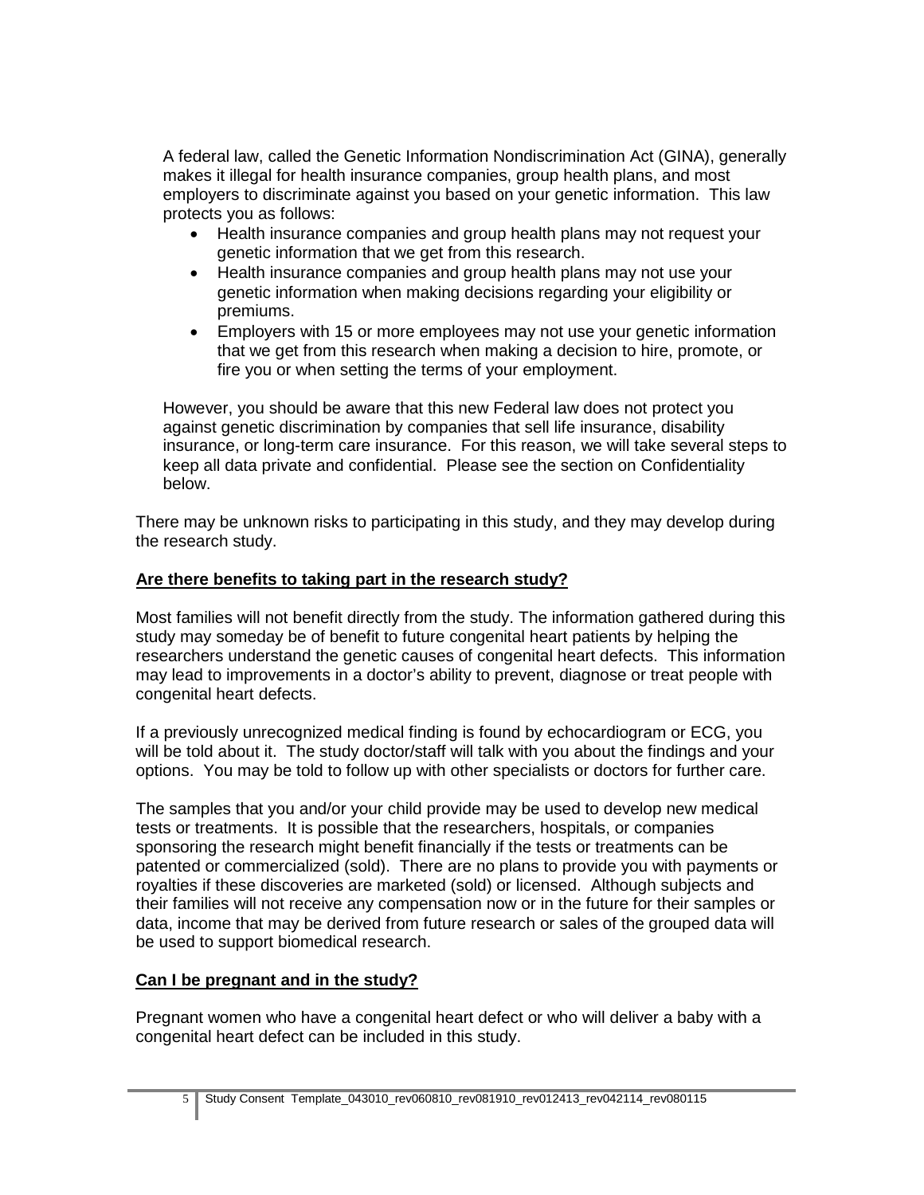A federal law, called the Genetic Information Nondiscrimination Act (GINA), generally makes it illegal for health insurance companies, group health plans, and most employers to discriminate against you based on your genetic information. This law protects you as follows:

- Health insurance companies and group health plans may not request your genetic information that we get from this research.
- Health insurance companies and group health plans may not use your genetic information when making decisions regarding your eligibility or premiums.
- Employers with 15 or more employees may not use your genetic information that we get from this research when making a decision to hire, promote, or fire you or when setting the terms of your employment.

However, you should be aware that this new Federal law does not protect you against genetic discrimination by companies that sell life insurance, disability insurance, or long-term care insurance. For this reason, we will take several steps to keep all data private and confidential. Please see the section on Confidentiality below.

There may be unknown risks to participating in this study, and they may develop during the research study.

## Are there benefits to taking part in the research study?

Most families will not benefit directly from the study. The information gathered during this study may someday be of benefit to future congenital heart patients by helping the researchers understand the genetic causes of congenital heart defects. This information may lead to improvements in a doctor's ability to prevent, diagnose or treat people with congenital heart defects.

If a previously unrecognized medical finding is found by echocardiogram or ECG, you will be told about it. The study doctor/staff will talk with you about the findings and your options. You may be told to follow up with other specialists or doctors for further care.

The samples that you and/or your child provide may be used to develop new medical tests or treatments. It is possible that the researchers, hospitals, or companies sponsoring the research might benefit financially if the tests or treatments can be patented or commercialized (sold). There are no plans to provide you with payments or royalties if these discoveries are marketed (sold) or licensed. Although subjects and their families will not receive any compensation now or in the future for their samples or data, income that may be derived from future research or sales of the grouped data will be used to support biomedical research.

## Can I be pregnant and in the study?

Pregnant women who have a congenital heart defect or who will deliver a baby with a congenital heart defect can be included in this study.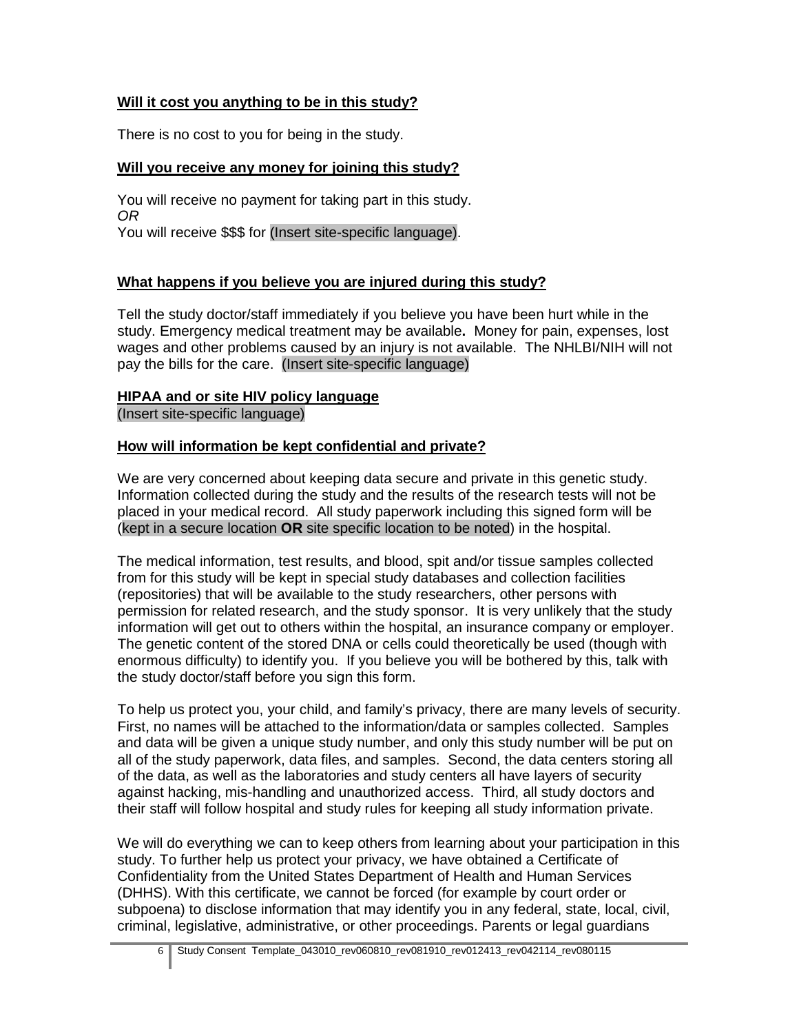**Will it cost you anything to be in this study?**

There is no cost to you for being in the study.

**Will you receive any money for joining this study?**

You will receive no payment for taking part in this study.
*OR*
You will receive $$$ for (Insert site-specific language).

**What happens if you believe you are injured during this study?**

Tell the study doctor/staff immediately if you believe you have been hurt while in the study. Emergency medical treatment may be available**.** Money for pain, expenses, lost wages and other problems caused by an injury is not available. The NHLBI/NIH will not pay the bills for the care. (Insert site-specific language)

**HIPAA and or site HIV policy language**
(Insert site-specific language)

**How will information be kept confidential and private?**

We are very concerned about keeping data secure and private in this genetic study. Information collected during the study and the results of the research tests will not be placed in your medical record. All study paperwork including this signed form will be (kept in a secure location **OR** site specific location to be noted) in the hospital.

The medical information, test results, and blood, spit and/or tissue samples collected from for this study will be kept in special study databases and collection facilities (repositories) that will be available to the study researchers, other persons with permission for related research, and the study sponsor. It is very unlikely that the study information will get out to others within the hospital, an insurance company or employer. The genetic content of the stored DNA or cells could theoretically be used (though with enormous difficulty) to identify you. If you believe you will be bothered by this, talk with the study doctor/staff before you sign this form.

To help us protect you, your child, and family's privacy, there are many levels of security. First, no names will be attached to the information/data or samples collected. Samples and data will be given a unique study number, and only this study number will be put on all of the study paperwork, data files, and samples. Second, the data centers storing all of the data, as well as the laboratories and study centers all have layers of security against hacking, mis-handling and unauthorized access. Third, all study doctors and their staff will follow hospital and study rules for keeping all study information private.

We will do everything we can to keep others from learning about your participation in this study. To further help us protect your privacy, we have obtained a Certificate of Confidentiality from the United States Department of Health and Human Services (DHHS). With this certificate, we cannot be forced (for example by court order or subpoena) to disclose information that may identify you in any federal, state, local, civil, criminal, legislative, administrative, or other proceedings. Parents or legal guardians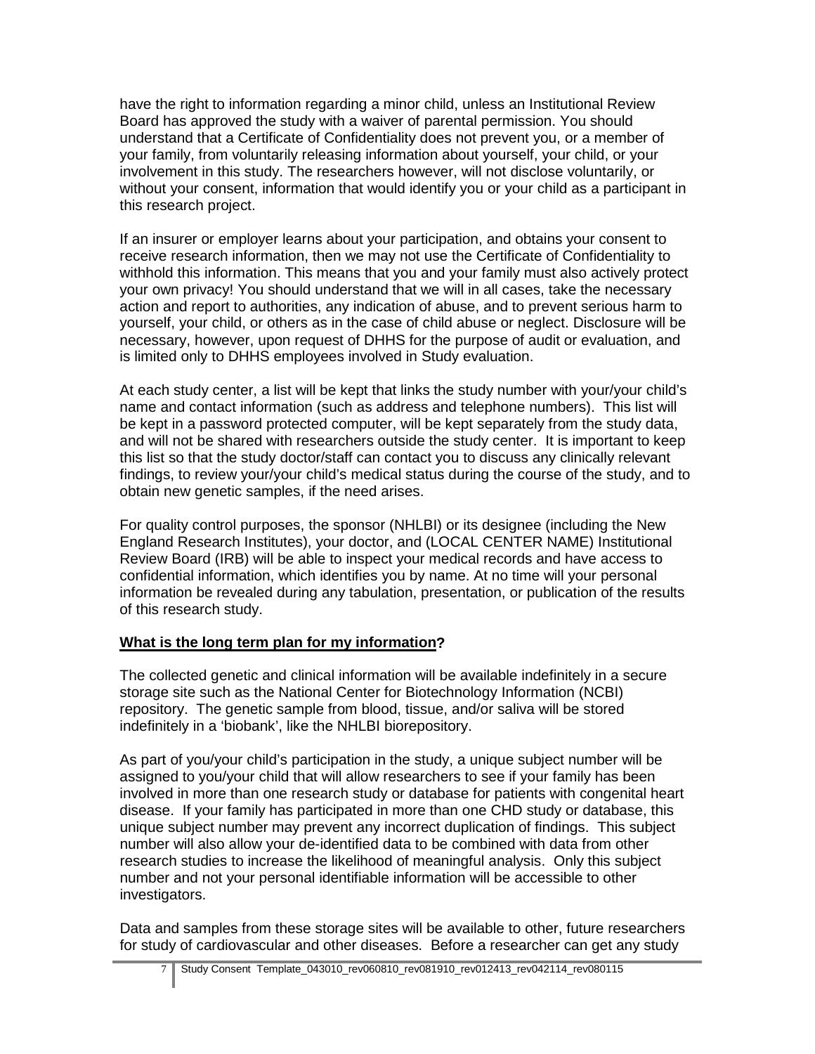have the right to information regarding a minor child, unless an Institutional Review Board has approved the study with a waiver of parental permission. You should understand that a Certificate of Confidentiality does not prevent you, or a member of your family, from voluntarily releasing information about yourself, your child, or your involvement in this study. The researchers however, will not disclose voluntarily, or without your consent, information that would identify you or your child as a participant in this research project.

If an insurer or employer learns about your participation, and obtains your consent to receive research information, then we may not use the Certificate of Confidentiality to withhold this information. This means that you and your family must also actively protect your own privacy! You should understand that we will in all cases, take the necessary action and report to authorities, any indication of abuse, and to prevent serious harm to yourself, your child, or others as in the case of child abuse or neglect. Disclosure will be necessary, however, upon request of DHHS for the purpose of audit or evaluation, and is limited only to DHHS employees involved in Study evaluation.

At each study center, a list will be kept that links the study number with your/your child's name and contact information (such as address and telephone numbers). This list will be kept in a password protected computer, will be kept separately from the study data, and will not be shared with researchers outside the study center. It is important to keep this list so that the study doctor/staff can contact you to discuss any clinically relevant findings, to review your/your child's medical status during the course of the study, and to obtain new genetic samples, if the need arises.

For quality control purposes, the sponsor (NHLBI) or its designee (including the New England Research Institutes), your doctor, and (LOCAL CENTER NAME) Institutional Review Board (IRB) will be able to inspect your medical records and have access to confidential information, which identifies you by name. At no time will your personal information be revealed during any tabulation, presentation, or publication of the results of this research study.

**What is the long term plan for my information?**

The collected genetic and clinical information will be available indefinitely in a secure storage site such as the National Center for Biotechnology Information (NCBI) repository. The genetic sample from blood, tissue, and/or saliva will be stored indefinitely in a 'biobank', like the NHLBI biorepository.

As part of you/your child's participation in the study, a unique subject number will be assigned to you/your child that will allow researchers to see if your family has been involved in more than one research study or database for patients with congenital heart disease. If your family has participated in more than one CHD study or database, this unique subject number may prevent any incorrect duplication of findings. This subject number will also allow your de-identified data to be combined with data from other research studies to increase the likelihood of meaningful analysis. Only this subject number and not your personal identifiable information will be accessible to other investigators.

Data and samples from these storage sites will be available to other, future researchers for study of cardiovascular and other diseases. Before a researcher can get any study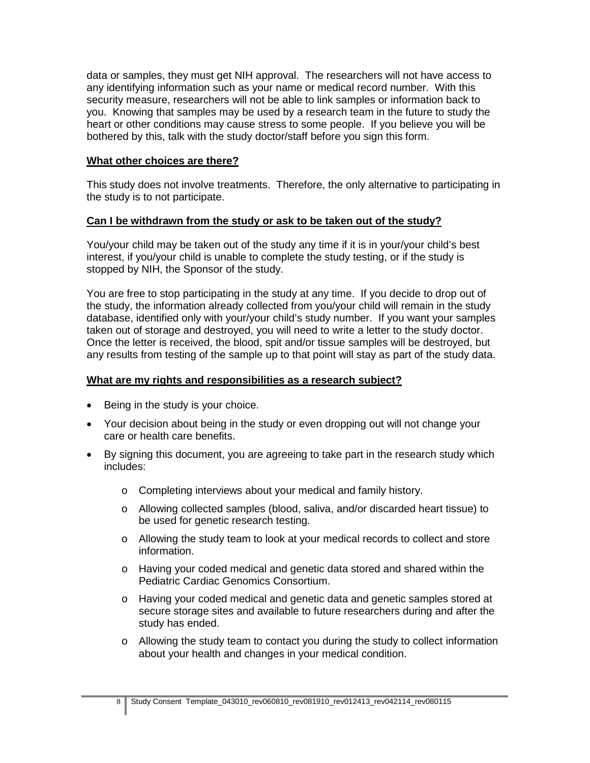data or samples, they must get NIH approval. The researchers will not have access to any identifying information such as your name or medical record number. With this security measure, researchers will not be able to link samples or information back to you. Knowing that samples may be used by a research team in the future to study the heart or other conditions may cause stress to some people. If you believe you will be bothered by this, talk with the study doctor/staff before you sign this form.

**What other choices are there?**

This study does not involve treatments. Therefore, the only alternative to participating in the study is to not participate.

**Can I be withdrawn from the study or ask to be taken out of the study?**

You/your child may be taken out of the study any time if it is in your/your child's best interest, if you/your child is unable to complete the study testing, or if the study is stopped by NIH, the Sponsor of the study.

You are free to stop participating in the study at any time. If you decide to drop out of the study, the information already collected from you/your child will remain in the study database, identified only with your/your child's study number. If you want your samples taken out of storage and destroyed, you will need to write a letter to the study doctor. Once the letter is received, the blood, spit and/or tissue samples will be destroyed, but any results from testing of the sample up to that point will stay as part of the study data.

**What are my rights and responsibilities as a research subject?**

- Being in the study is your choice.
- Your decision about being in the study or even dropping out will not change your care or health care benefits.
- By signing this document, you are agreeing to take part in the research study which includes:
  - Completing interviews about your medical and family history.
  - Allowing collected samples (blood, saliva, and/or discarded heart tissue) to be used for genetic research testing.
  - Allowing the study team to look at your medical records to collect and store information.
  - Having your coded medical and genetic data stored and shared within the Pediatric Cardiac Genomics Consortium.
  - Having your coded medical and genetic data and genetic samples stored at secure storage sites and available to future researchers during and after the study has ended.
  - Allowing the study team to contact you during the study to collect information about your health and changes in your medical condition.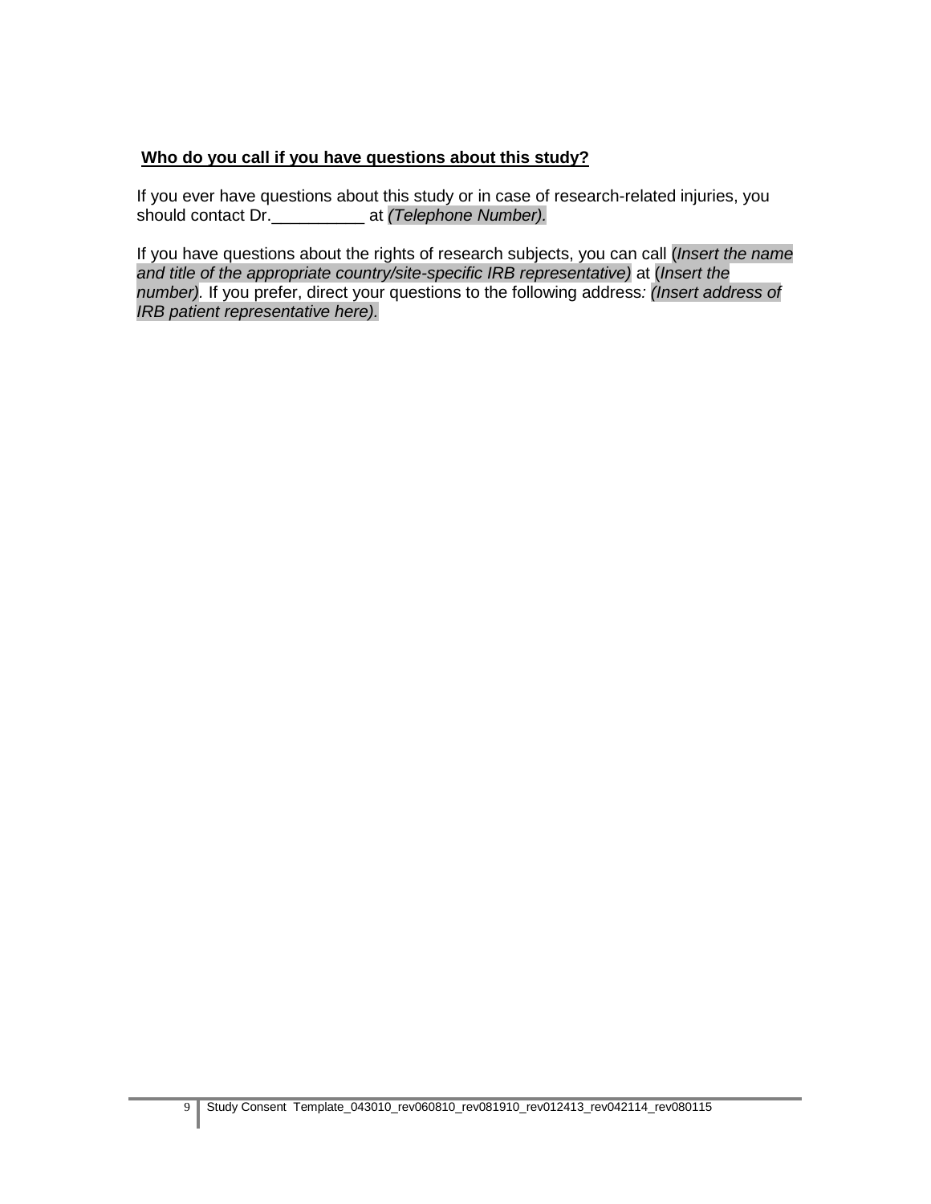**Who do you call if you have questions about this study?**

If you ever have questions about this study or in case of research-related injuries, you should contact Dr.__________ at *(Telephone Number).*

If you have questions about the rights of research subjects, you can call (*Insert the name and title of the appropriate country/site-specific IRB representative)* at (*Insert the number).* If you prefer, direct your questions to the following address*: (Insert address of IRB patient representative here).*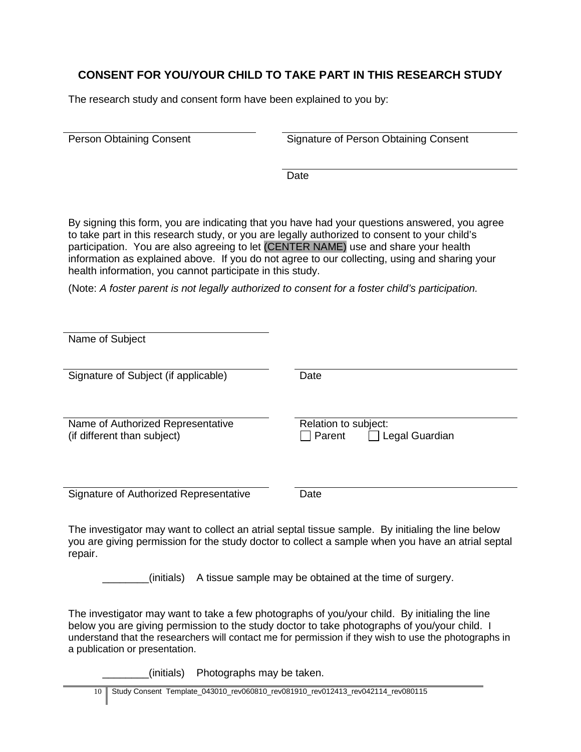## CONSENT FOR YOU/YOUR CHILD TO TAKE PART IN THIS RESEARCH STUDY

The research study and consent form have been explained to you by:

| | |
|---|---|
| ______________________________ | ______________________________ |
| Person Obtaining Consent | Signature of Person Obtaining Consent |
| | ______________________________ |
| | Date |

By signing this form, you are indicating that you have had your questions answered, you agree to take part in this research study, or you are legally authorized to consent to your child's participation. You are also agreeing to let (CENTER NAME) use and share your health information as explained above. If you do not agree to our collecting, using and sharing your health information, you cannot participate in this study.

(Note: *A foster parent is not legally authorized to consent for a foster child's participation.*

| | |
|---|---|
| ______________________________ | |
| Name of Subject | |
| ______________________________ | ______________________________ |
| Signature of Subject (if applicable) | Date |
| ______________________________ | ______________________________ |
| Name of Authorized Representative (if different than subject) | Relation to subject: ☐ Parent ☐ Legal Guardian |
| ______________________________ | ______________________________ |
| Signature of Authorized Representative | Date |

The investigator may want to collect an atrial septal tissue sample. By initialing the line below you are giving permission for the study doctor to collect a sample when you have an atrial septal repair.

________(initials) A tissue sample may be obtained at the time of surgery.

The investigator may want to take a few photographs of you/your child. By initialing the line below you are giving permission to the study doctor to take photographs of you/your child. I understand that the researchers will contact me for permission if they wish to use the photographs in a publication or presentation.

________(initials) Photographs may be taken.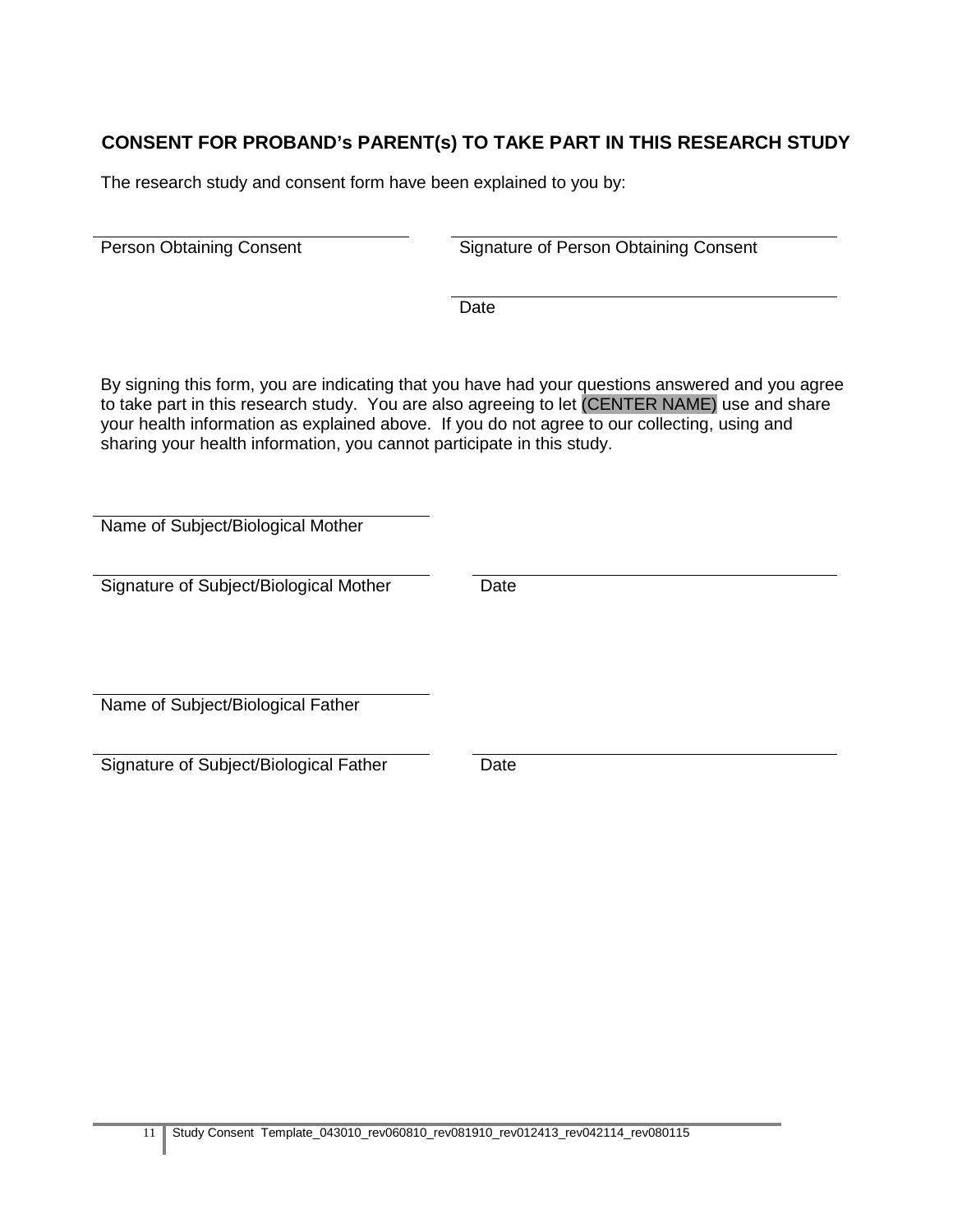**CONSENT FOR PROBAND's PARENT(s) TO TAKE PART IN THIS RESEARCH STUDY**

The research study and consent form have been explained to you by:

| | |
|---|---|
| ______________________________ | ______________________________ |
| Person Obtaining Consent | Signature of Person Obtaining Consent |
| | ______________________________ |
| | Date |

By signing this form, you are indicating that you have had your questions answered and you agree to take part in this research study. You are also agreeing to let (CENTER NAME) use and share your health information as explained above. If you do not agree to our collecting, using and sharing your health information, you cannot participate in this study.

______________________________
Name of Subject/Biological Mother

| | |
|---|---|
| ______________________________ | ______________________________ |
| Signature of Subject/Biological Mother | Date |

______________________________
Name of Subject/Biological Father

| | |
|---|---|
| ______________________________ | ______________________________ |
| Signature of Subject/Biological Father | Date |

Study Consent Template_043010_rev060810_rev081910_rev012413_rev042114_rev080115